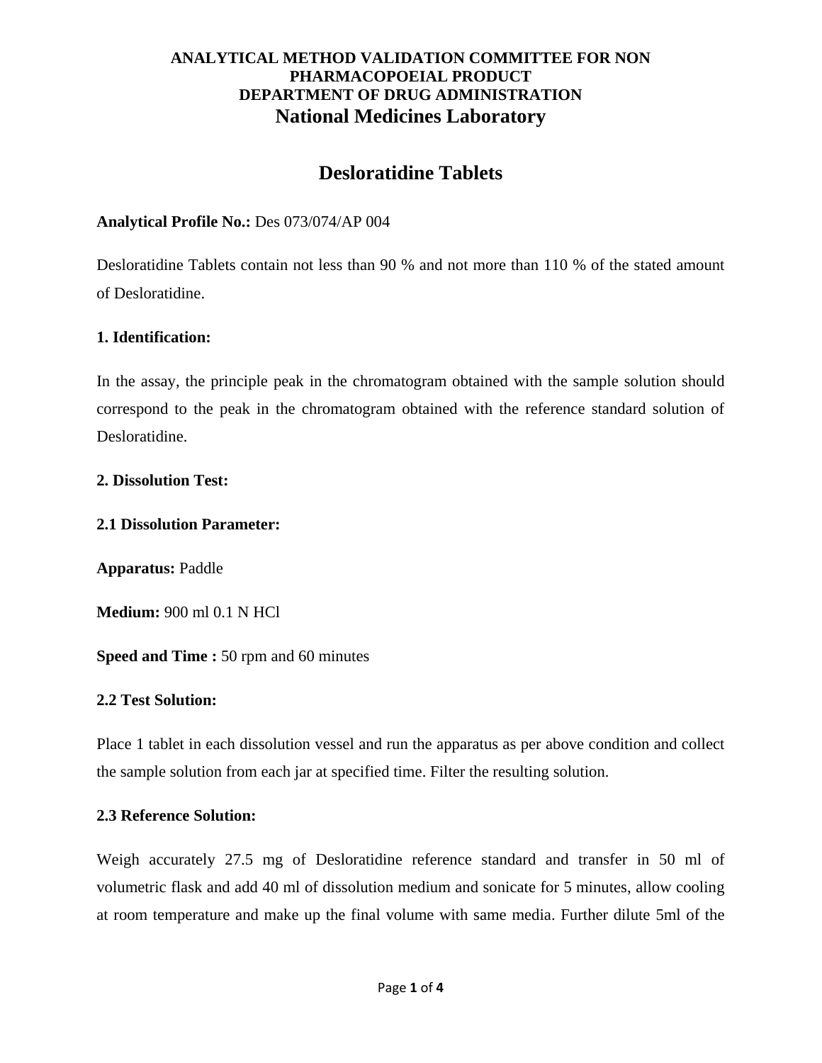**ANALYTICAL METHOD VALIDATION COMMITTEE FOR NON PHARMACOPOEIAL PRODUCT**
**DEPARTMENT OF DRUG ADMINISTRATION**
**National Medicines Laboratory**

# Desloratidine Tablets

**Analytical Profile No.:** Des 073/074/AP 004

Desloratidine Tablets contain not less than 90 % and not more than 110 % of the stated amount of Desloratidine.

**1. Identification:**

In the assay, the principle peak in the chromatogram obtained with the sample solution should correspond to the peak in the chromatogram obtained with the reference standard solution of Desloratidine.

**2. Dissolution Test:**

**2.1 Dissolution Parameter:**

**Apparatus:** Paddle

**Medium:** 900 ml 0.1 N HCl

**Speed and Time :** 50 rpm and 60 minutes

**2.2 Test Solution:**

Place 1 tablet in each dissolution vessel and run the apparatus as per above condition and collect the sample solution from each jar at specified time. Filter the resulting solution.

**2.3 Reference Solution:**

Weigh accurately 27.5 mg of Desloratidine reference standard and transfer in 50 ml of volumetric flask and add 40 ml of dissolution medium and sonicate for 5 minutes, allow cooling at room temperature and make up the final volume with same media. Further dilute 5ml of the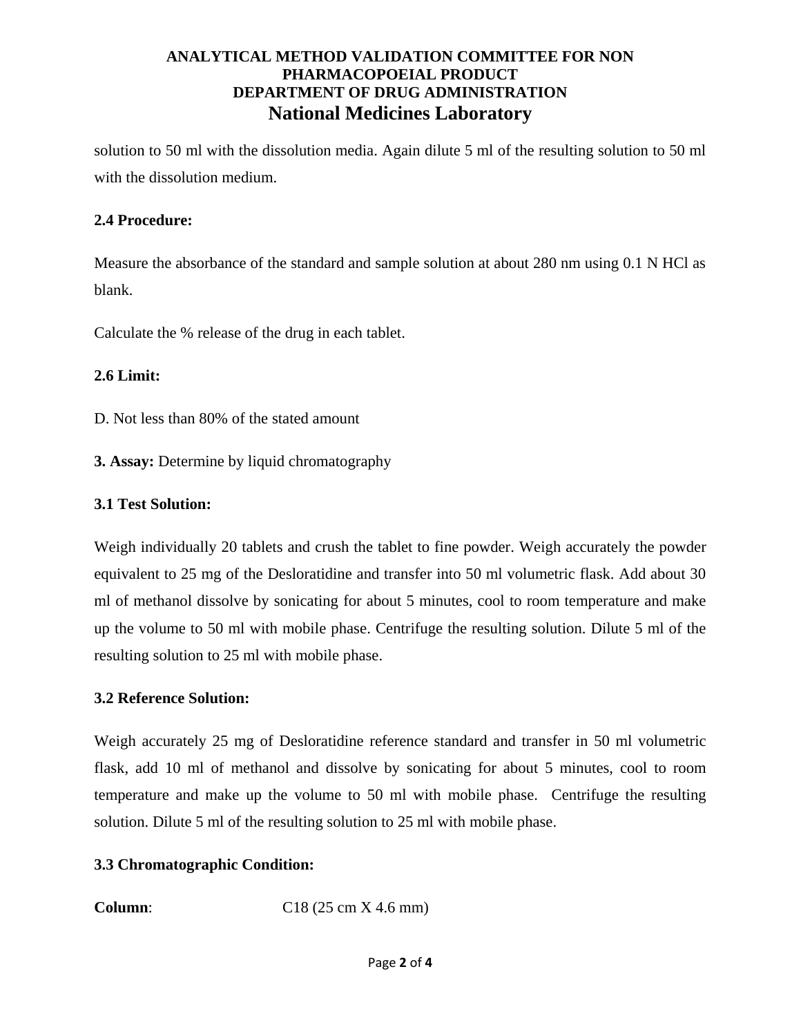solution to 50 ml with the dissolution media. Again dilute 5 ml of the resulting solution to 50 ml with the dissolution medium.

**2.4 Procedure:**

Measure the absorbance of the standard and sample solution at about 280 nm using 0.1 N HCl as blank.

Calculate the % release of the drug in each tablet.

**2.6 Limit:**

D. Not less than 80% of the stated amount

**3. Assay:** Determine by liquid chromatography

**3.1 Test Solution:**

Weigh individually 20 tablets and crush the tablet to fine powder. Weigh accurately the powder equivalent to 25 mg of the Desloratidine and transfer into 50 ml volumetric flask. Add about 30 ml of methanol dissolve by sonicating for about 5 minutes, cool to room temperature and make up the volume to 50 ml with mobile phase. Centrifuge the resulting solution. Dilute 5 ml of the resulting solution to 25 ml with mobile phase.

**3.2 Reference Solution:**

Weigh accurately 25 mg of Desloratidine reference standard and transfer in 50 ml volumetric flask, add 10 ml of methanol and dissolve by sonicating for about 5 minutes, cool to room temperature and make up the volume to 50 ml with mobile phase. Centrifuge the resulting solution. Dilute 5 ml of the resulting solution to 25 ml with mobile phase.

**3.3 Chromatographic Condition:**

**Column**: C18 (25 cm X 4.6 mm)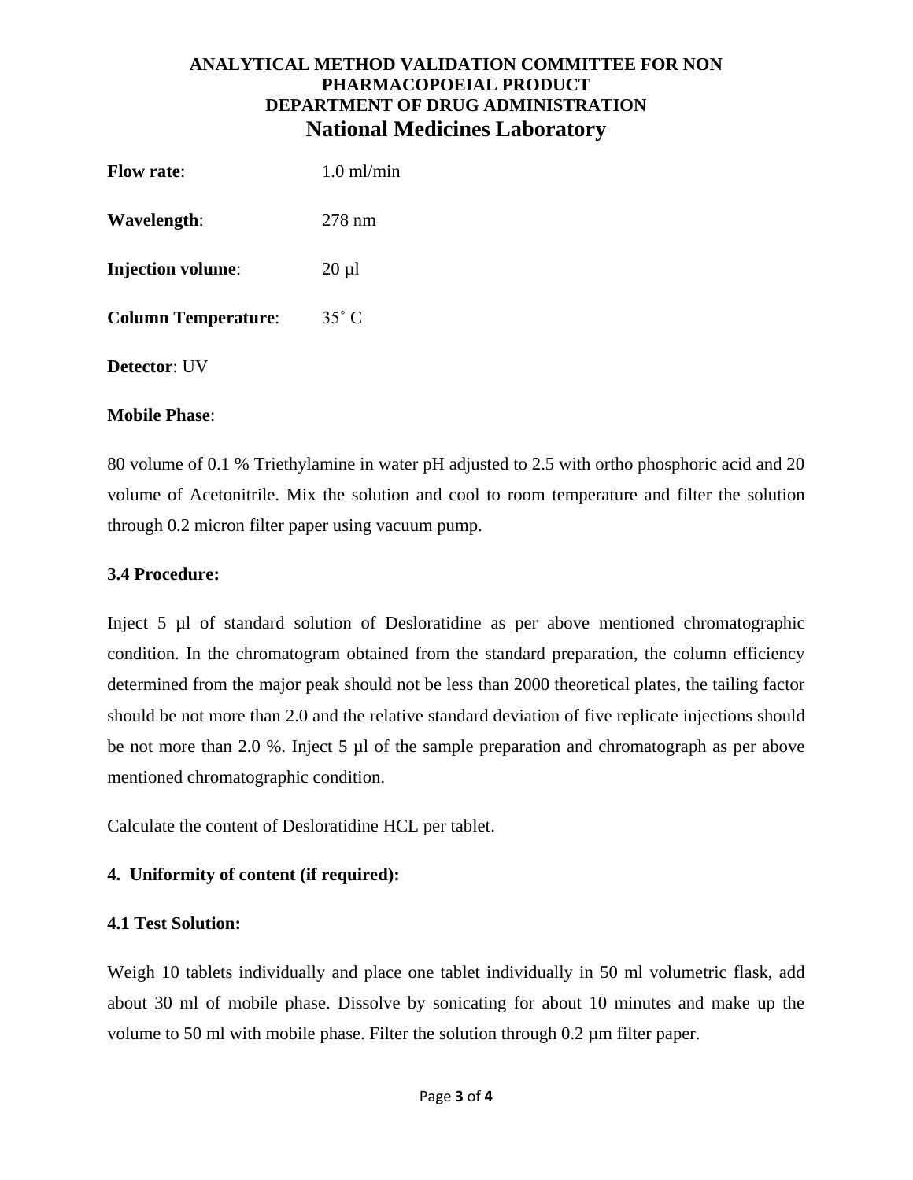**Flow rate**: 1.0 ml/min

**Wavelength**: 278 nm

**Injection volume**: 20 µl

**Column Temperature**: 35˚ C

**Detector**: UV

**Mobile Phase**:

80 volume of 0.1 % Triethylamine in water pH adjusted to 2.5 with ortho phosphoric acid and 20 volume of Acetonitrile. Mix the solution and cool to room temperature and filter the solution through 0.2 micron filter paper using vacuum pump.

**3.4 Procedure:**

Inject 5 µl of standard solution of Desloratidine as per above mentioned chromatographic condition. In the chromatogram obtained from the standard preparation, the column efficiency determined from the major peak should not be less than 2000 theoretical plates, the tailing factor should be not more than 2.0 and the relative standard deviation of five replicate injections should be not more than 2.0 %. Inject 5 µl of the sample preparation and chromatograph as per above mentioned chromatographic condition.

Calculate the content of Desloratidine HCL per tablet.

**4. Uniformity of content (if required):**

**4.1 Test Solution:**

Weigh 10 tablets individually and place one tablet individually in 50 ml volumetric flask, add about 30 ml of mobile phase. Dissolve by sonicating for about 10 minutes and make up the volume to 50 ml with mobile phase. Filter the solution through 0.2 µm filter paper.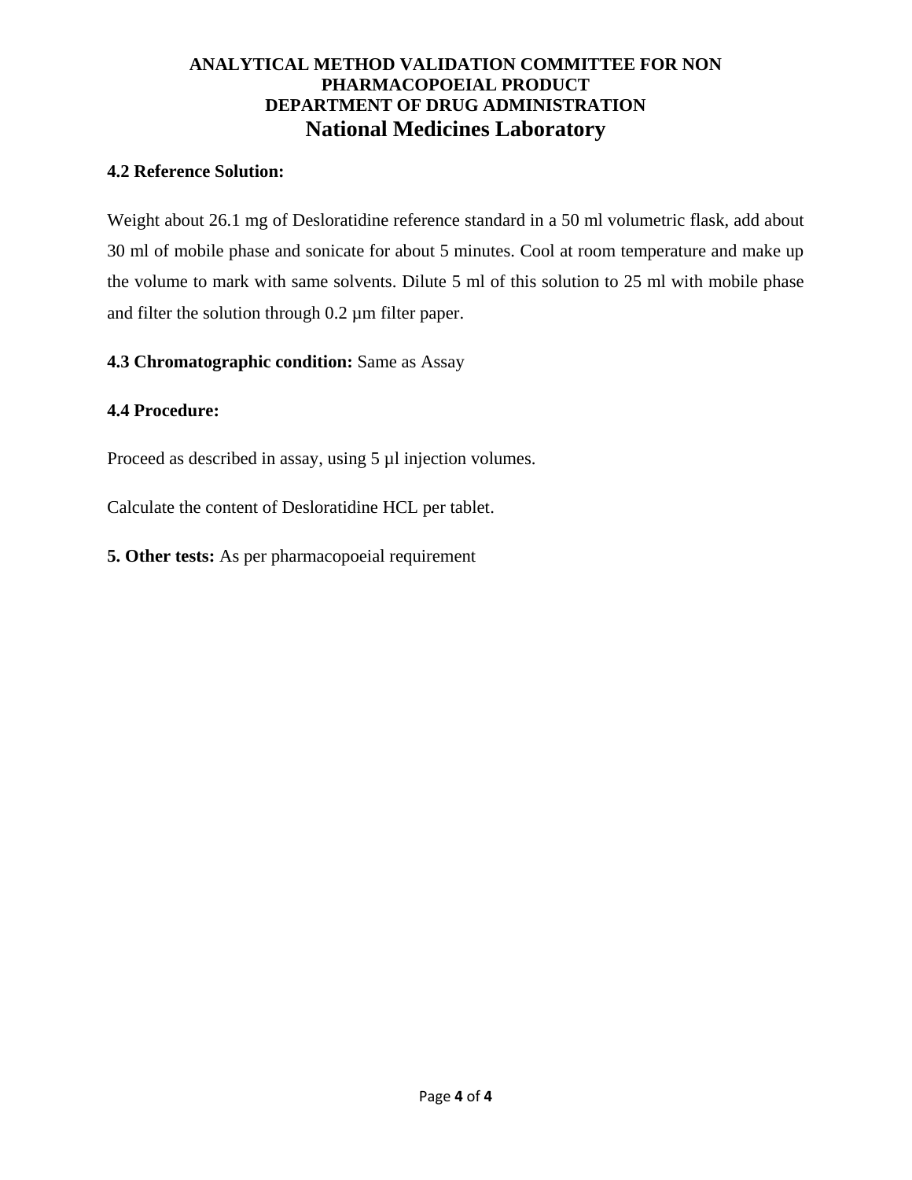**4.2 Reference Solution:**

Weight about 26.1 mg of Desloratidine reference standard in a 50 ml volumetric flask, add about 30 ml of mobile phase and sonicate for about 5 minutes. Cool at room temperature and make up the volume to mark with same solvents. Dilute 5 ml of this solution to 25 ml with mobile phase and filter the solution through 0.2 µm filter paper.

**4.3 Chromatographic condition:** Same as Assay

**4.4 Procedure:**

Proceed as described in assay, using 5 µl injection volumes.

Calculate the content of Desloratidine HCL per tablet.

**5. Other tests:** As per pharmacopoeial requirement